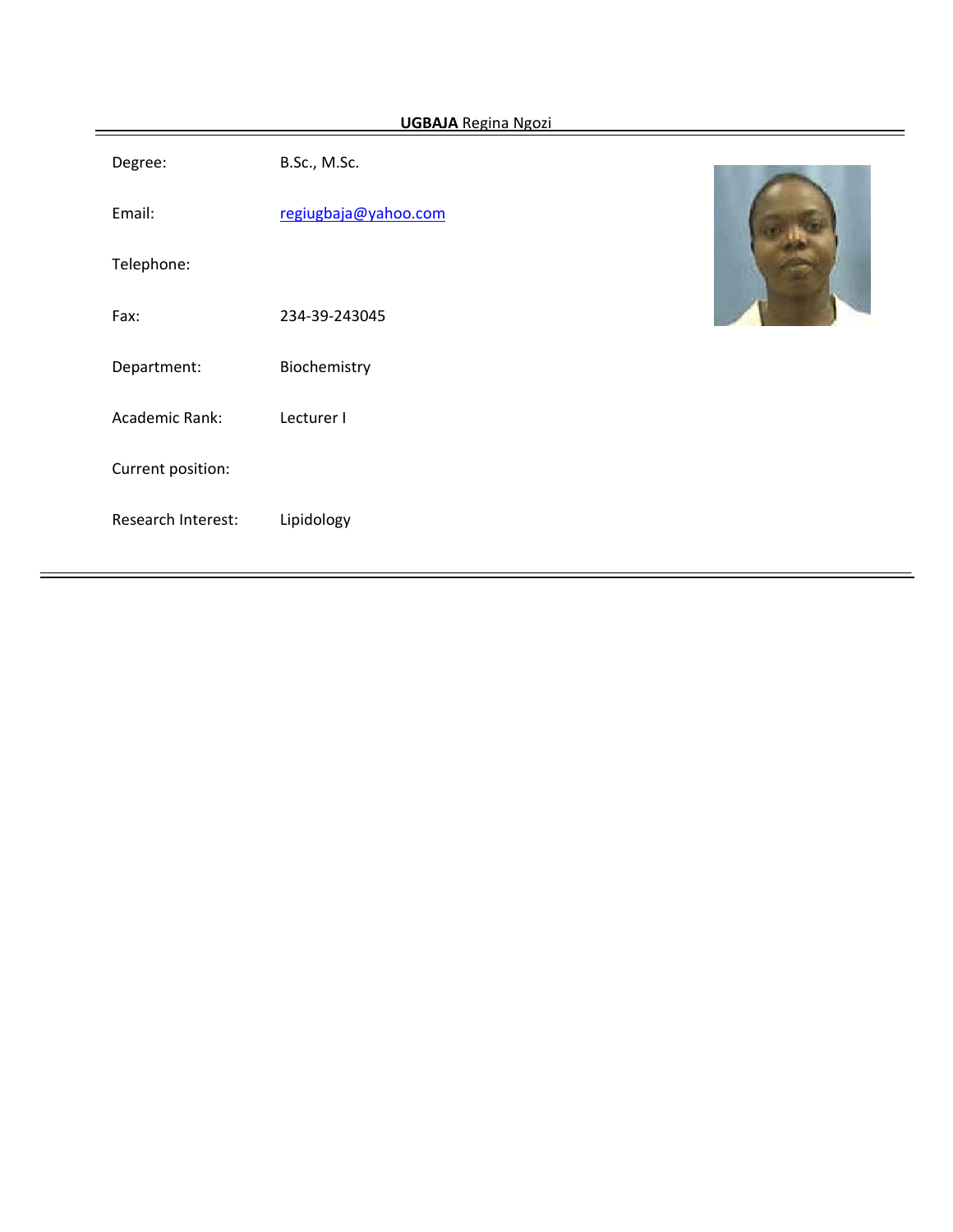## **UGBAJA** Regina Ngozi

| | |
|---|---|
| Degree: | B.Sc., M.Sc. |
| Email: | regiugbaja@yahoo.com |
| Telephone: | |
| Fax: | 234-39-243045 |
| Department: | Biochemistry |
| Academic Rank: | Lecturer I |
| Current position: | |
| Research Interest: | Lipidology |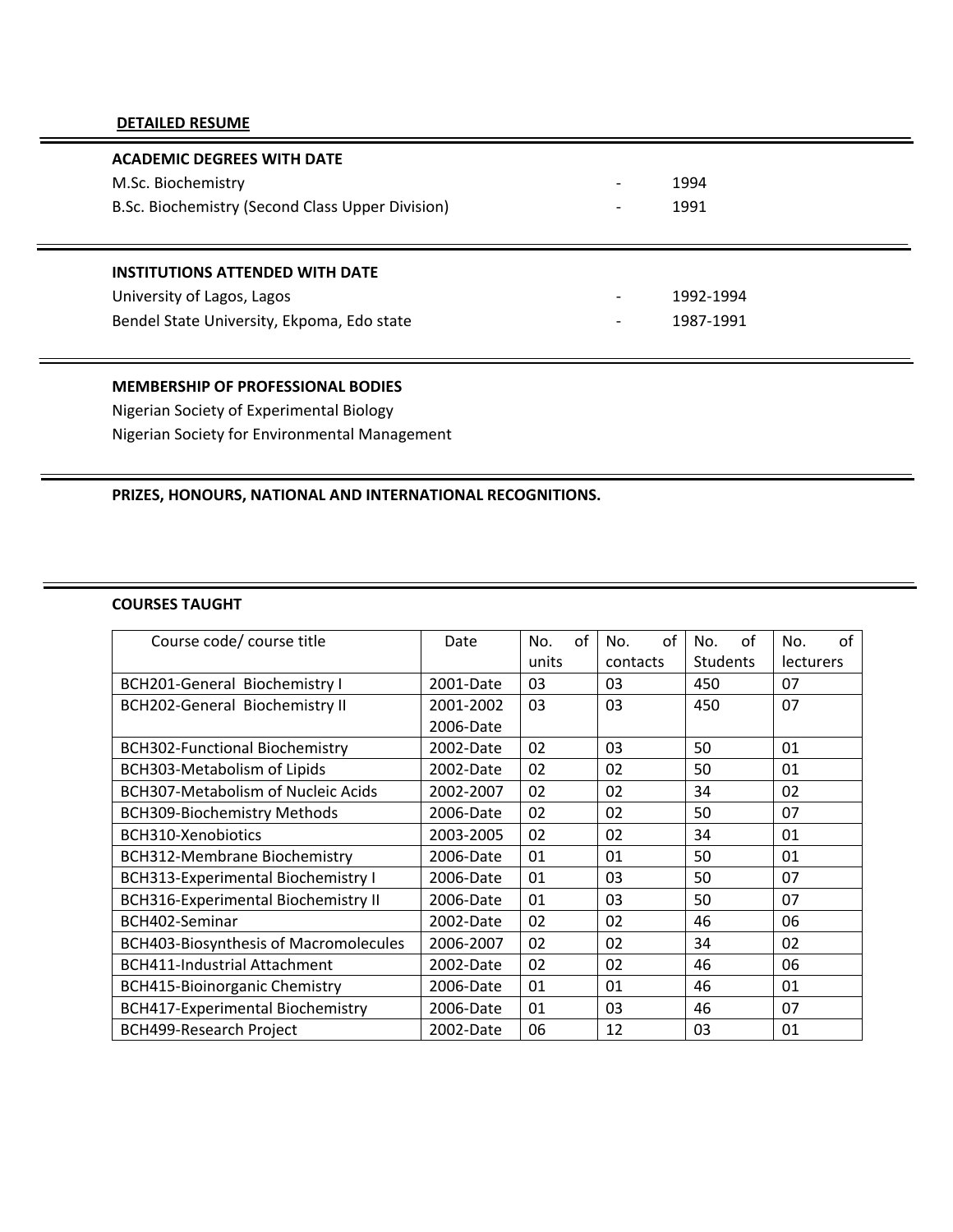**DETAILED RESUME**

### ACADEMIC DEGREES WITH DATE

M.Sc. Biochemistry - 1994

B.Sc. Biochemistry (Second Class Upper Division) - 1991

### INSTITUTIONS ATTENDED WITH DATE

University of Lagos, Lagos - 1992-1994

Bendel State University, Ekpoma, Edo state - 1987-1991

### MEMBERSHIP OF PROFESSIONAL BODIES

Nigerian Society of Experimental Biology

Nigerian Society for Environmental Management

### PRIZES, HONOURS, NATIONAL AND INTERNATIONAL RECOGNITIONS.

### COURSES TAUGHT

| Course code/ course title | Date | No. of units | No. of contacts | No. of Students | No. of lecturers |
|---|---|---|---|---|---|
| BCH201-General Biochemistry I | 2001-Date | 03 | 03 | 450 | 07 |
| BCH202-General Biochemistry II | 2001-2002 2006-Date | 03 | 03 | 450 | 07 |
| BCH302-Functional Biochemistry | 2002-Date | 02 | 03 | 50 | 01 |
| BCH303-Metabolism of Lipids | 2002-Date | 02 | 02 | 50 | 01 |
| BCH307-Metabolism of Nucleic Acids | 2002-2007 | 02 | 02 | 34 | 02 |
| BCH309-Biochemistry Methods | 2006-Date | 02 | 02 | 50 | 07 |
| BCH310-Xenobiotics | 2003-2005 | 02 | 02 | 34 | 01 |
| BCH312-Membrane Biochemistry | 2006-Date | 01 | 01 | 50 | 01 |
| BCH313-Experimental Biochemistry I | 2006-Date | 01 | 03 | 50 | 07 |
| BCH316-Experimental Biochemistry II | 2006-Date | 01 | 03 | 50 | 07 |
| BCH402-Seminar | 2002-Date | 02 | 02 | 46 | 06 |
| BCH403-Biosynthesis of Macromolecules | 2006-2007 | 02 | 02 | 34 | 02 |
| BCH411-Industrial Attachment | 2002-Date | 02 | 02 | 46 | 06 |
| BCH415-Bioinorganic Chemistry | 2006-Date | 01 | 01 | 46 | 01 |
| BCH417-Experimental Biochemistry | 2006-Date | 01 | 03 | 46 | 07 |
| BCH499-Research Project | 2002-Date | 06 | 12 | 03 | 01 |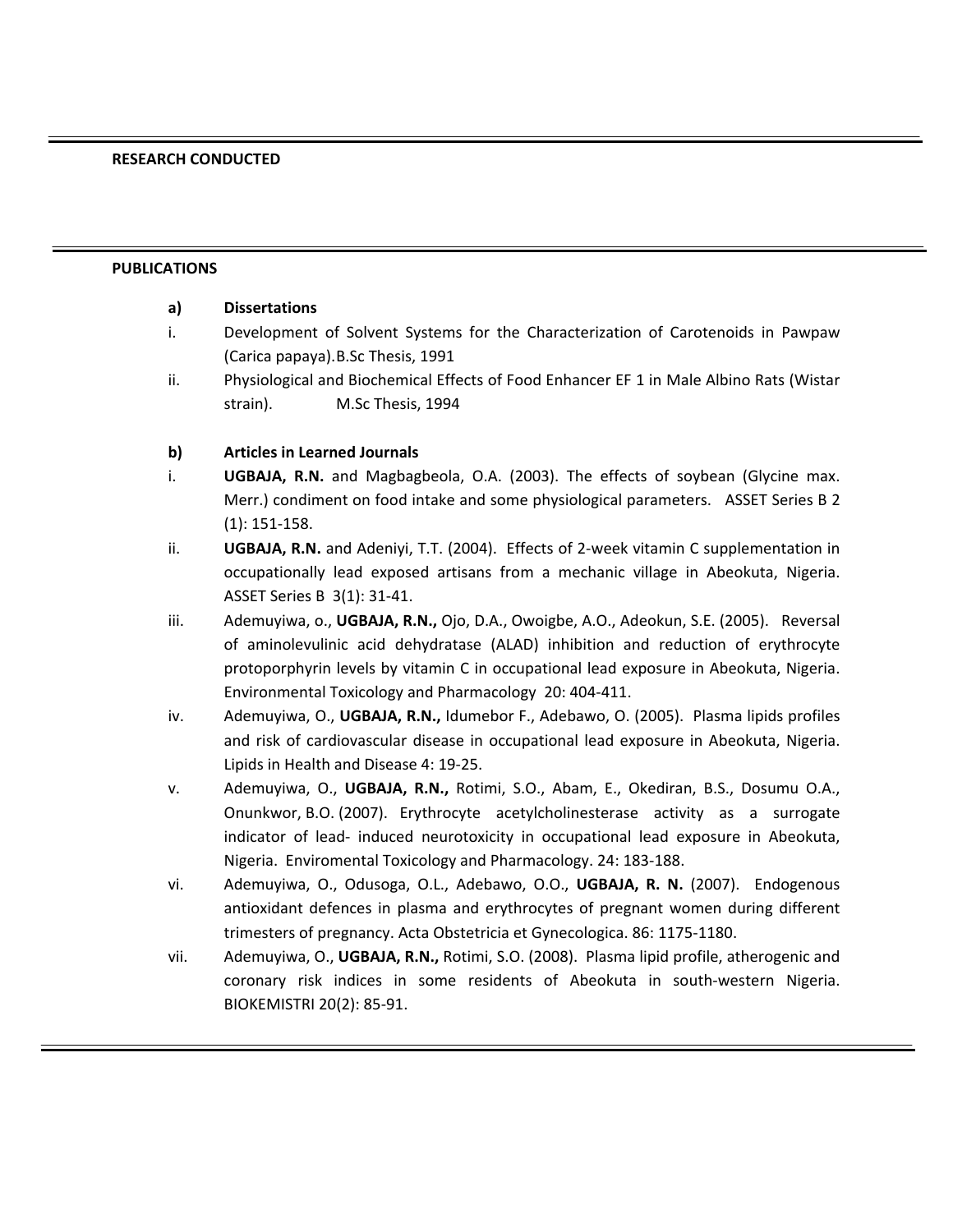## RESEARCH CONDUCTED

## PUBLICATIONS

**a) Dissertations**

i. Development of Solvent Systems for the Characterization of Carotenoids in Pawpaw (Carica papaya).B.Sc Thesis, 1991

ii. Physiological and Biochemical Effects of Food Enhancer EF 1 in Male Albino Rats (Wistar strain). M.Sc Thesis, 1994

**b) Articles in Learned Journals**

i. **UGBAJA, R.N.** and Magbagbeola, O.A. (2003). The effects of soybean (Glycine max. Merr.) condiment on food intake and some physiological parameters. ASSET Series B 2 (1): 151-158.

ii. **UGBAJA, R.N.** and Adeniyi, T.T. (2004). Effects of 2-week vitamin C supplementation in occupationally lead exposed artisans from a mechanic village in Abeokuta, Nigeria. ASSET Series B 3(1): 31-41.

iii. Ademuyiwa, o., **UGBAJA, R.N.,** Ojo, D.A., Owoigbe, A.O., Adeokun, S.E. (2005). Reversal of aminolevulinic acid dehydratase (ALAD) inhibition and reduction of erythrocyte protoporphyrin levels by vitamin C in occupational lead exposure in Abeokuta, Nigeria. Environmental Toxicology and Pharmacology 20: 404-411.

iv. Ademuyiwa, O., **UGBAJA, R.N.,** Idumebor F., Adebawo, O. (2005). Plasma lipids profiles and risk of cardiovascular disease in occupational lead exposure in Abeokuta, Nigeria. Lipids in Health and Disease 4: 19-25.

v. Ademuyiwa, O., **UGBAJA, R.N.,** Rotimi, S.O., Abam, E., Okediran, B.S., Dosumu O.A., Onunkwor, B.O. (2007). Erythrocyte acetylcholinesterase activity as a surrogate indicator of lead- induced neurotoxicity in occupational lead exposure in Abeokuta, Nigeria. Enviromental Toxicology and Pharmacology. 24: 183-188.

vi. Ademuyiwa, O., Odusoga, O.L., Adebawo, O.O., **UGBAJA, R. N.** (2007). Endogenous antioxidant defences in plasma and erythrocytes of pregnant women during different trimesters of pregnancy. Acta Obstetricia et Gynecologica. 86: 1175-1180.

vii. Ademuyiwa, O., **UGBAJA, R.N.,** Rotimi, S.O. (2008). Plasma lipid profile, atherogenic and coronary risk indices in some residents of Abeokuta in south-western Nigeria. BIOKEMISTRI 20(2): 85-91.